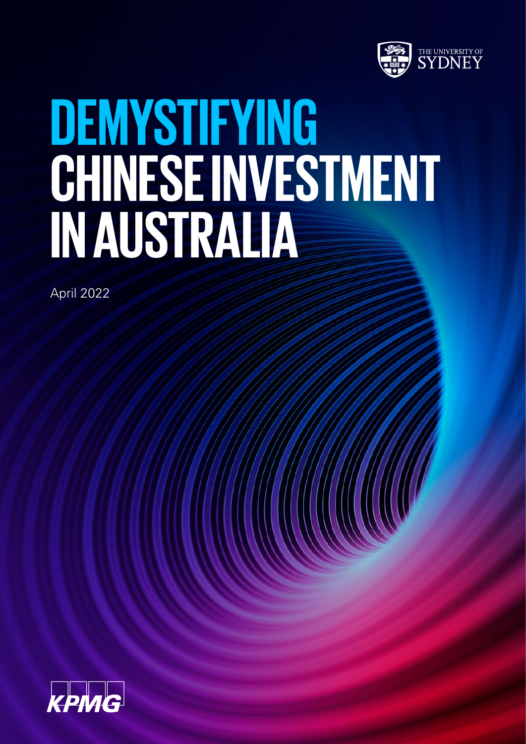THE UNIVERSITY OF SYDNEY

# DEMYSTIFYING CHINESE INVESTMENT IN AUSTRALIA

April 2022

KPMG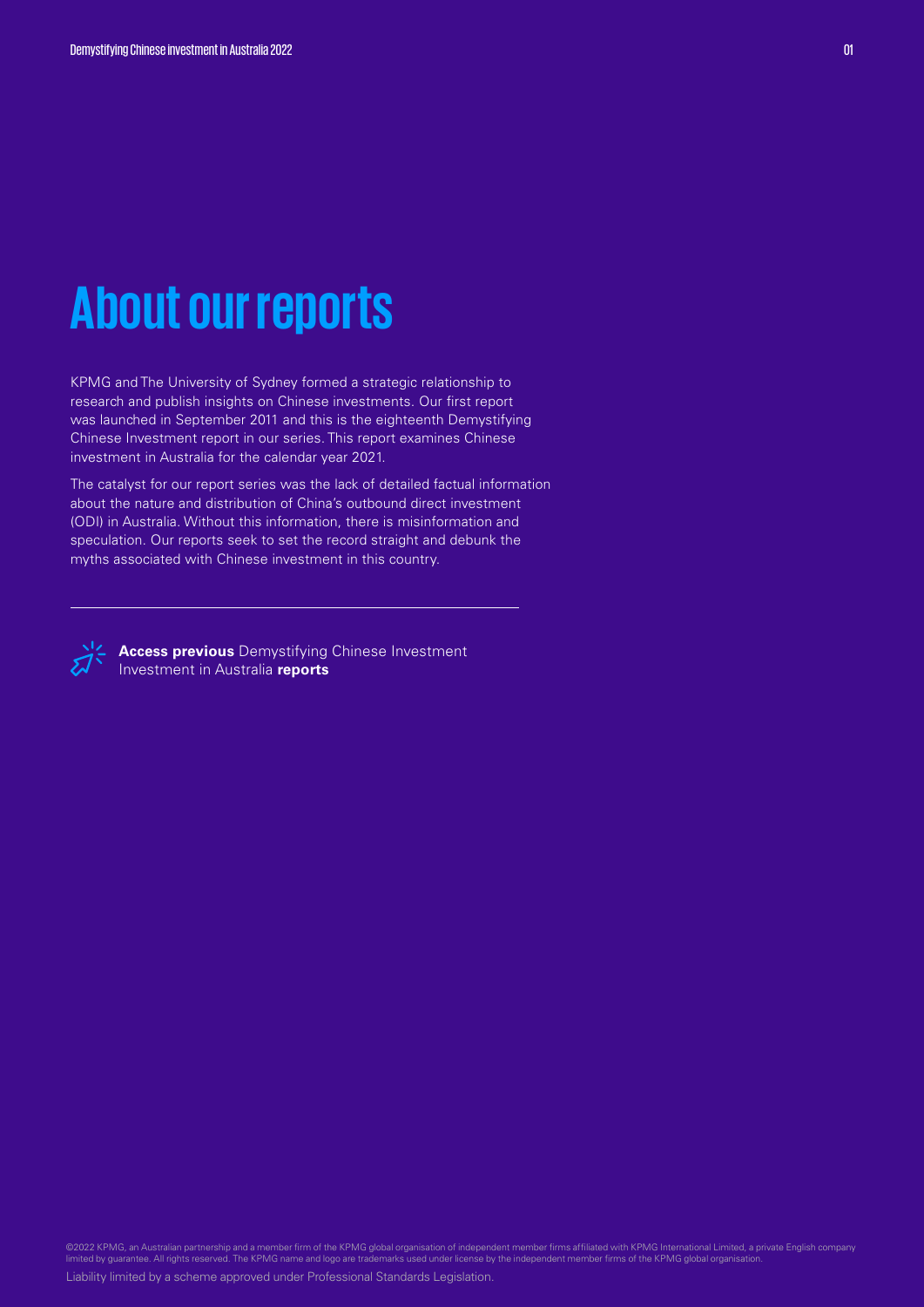# About our reports

KPMG and The University of Sydney formed a strategic relationship to research and publish insights on Chinese investments. Our first report was launched in September 2011 and this is the eighteenth Demystifying Chinese Investment report in our series. This report examines Chinese investment in Australia for the calendar year 2021.

The catalyst for our report series was the lack of detailed factual information about the nature and distribution of China's outbound direct investment (ODI) in Australia. Without this information, there is misinformation and speculation. Our reports seek to set the record straight and debunk the myths associated with Chinese investment in this country.

---

**Access previous** Demystifying Chinese Investment Investment in Australia **reports**

©2022 KPMG, an Australian partnership and a member firm of the KPMG global organisation of independent member firms affiliated with KPMG International Limited, a private English company limited by guarantee. All rights reserved. The KPMG name and logo are trademarks used under license by the independent member firms of the KPMG global organisation.

Liability limited by a scheme approved under Professional Standards Legislation.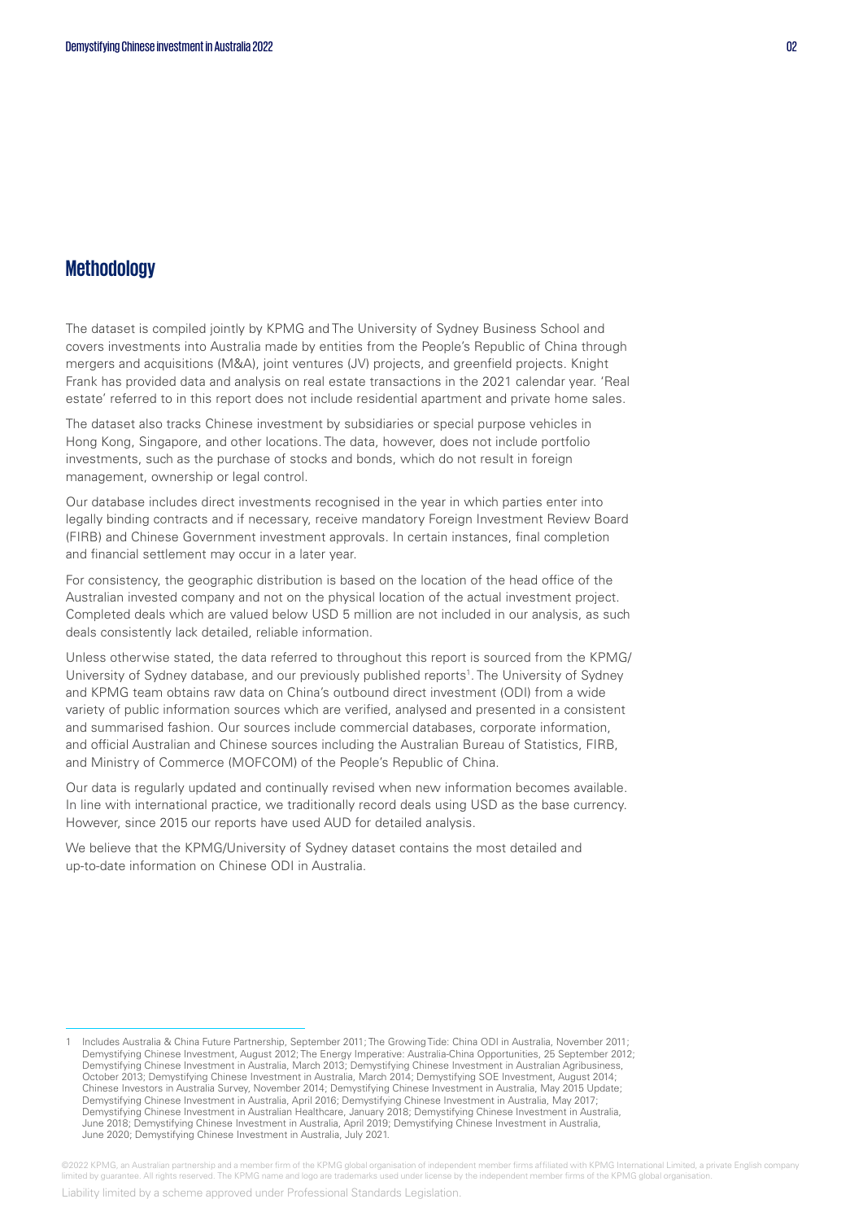## Methodology

The dataset is compiled jointly by KPMG and The University of Sydney Business School and covers investments into Australia made by entities from the People's Republic of China through mergers and acquisitions (M&A), joint ventures (JV) projects, and greenfield projects. Knight Frank has provided data and analysis on real estate transactions in the 2021 calendar year. 'Real estate' referred to in this report does not include residential apartment and private home sales.

The dataset also tracks Chinese investment by subsidiaries or special purpose vehicles in Hong Kong, Singapore, and other locations. The data, however, does not include portfolio investments, such as the purchase of stocks and bonds, which do not result in foreign management, ownership or legal control.

Our database includes direct investments recognised in the year in which parties enter into legally binding contracts and if necessary, receive mandatory Foreign Investment Review Board (FIRB) and Chinese Government investment approvals. In certain instances, final completion and financial settlement may occur in a later year.

For consistency, the geographic distribution is based on the location of the head office of the Australian invested company and not on the physical location of the actual investment project. Completed deals which are valued below USD 5 million are not included in our analysis, as such deals consistently lack detailed, reliable information.

Unless otherwise stated, the data referred to throughout this report is sourced from the KPMG/University of Sydney database, and our previously published reports[1]. The University of Sydney and KPMG team obtains raw data on China's outbound direct investment (ODI) from a wide variety of public information sources which are verified, analysed and presented in a consistent and summarised fashion. Our sources include commercial databases, corporate information, and official Australian and Chinese sources including the Australian Bureau of Statistics, FIRB, and Ministry of Commerce (MOFCOM) of the People's Republic of China.

Our data is regularly updated and continually revised when new information becomes available. In line with international practice, we traditionally record deals using USD as the base currency. However, since 2015 our reports have used AUD for detailed analysis.

We believe that the KPMG/University of Sydney dataset contains the most detailed and up-to-date information on Chinese ODI in Australia.

---

1 Includes Australia & China Future Partnership, September 2011; The Growing Tide: China ODI in Australia, November 2011; Demystifying Chinese Investment, August 2012; The Energy Imperative: Australia-China Opportunities, 25 September 2012; Demystifying Chinese Investment in Australia, March 2013; Demystifying Chinese Investment in Australian Agribusiness, October 2013; Demystifying Chinese Investment in Australia, March 2014; Demystifying SOE Investment, August 2014; Chinese Investors in Australia Survey, November 2014; Demystifying Chinese Investment in Australia, May 2015 Update; Demystifying Chinese Investment in Australia, April 2016; Demystifying Chinese Investment in Australia, May 2017; Demystifying Chinese Investment in Australian Healthcare, January 2018; Demystifying Chinese Investment in Australia, June 2018; Demystifying Chinese Investment in Australia, April 2019; Demystifying Chinese Investment in Australia, June 2020; Demystifying Chinese Investment in Australia, July 2021.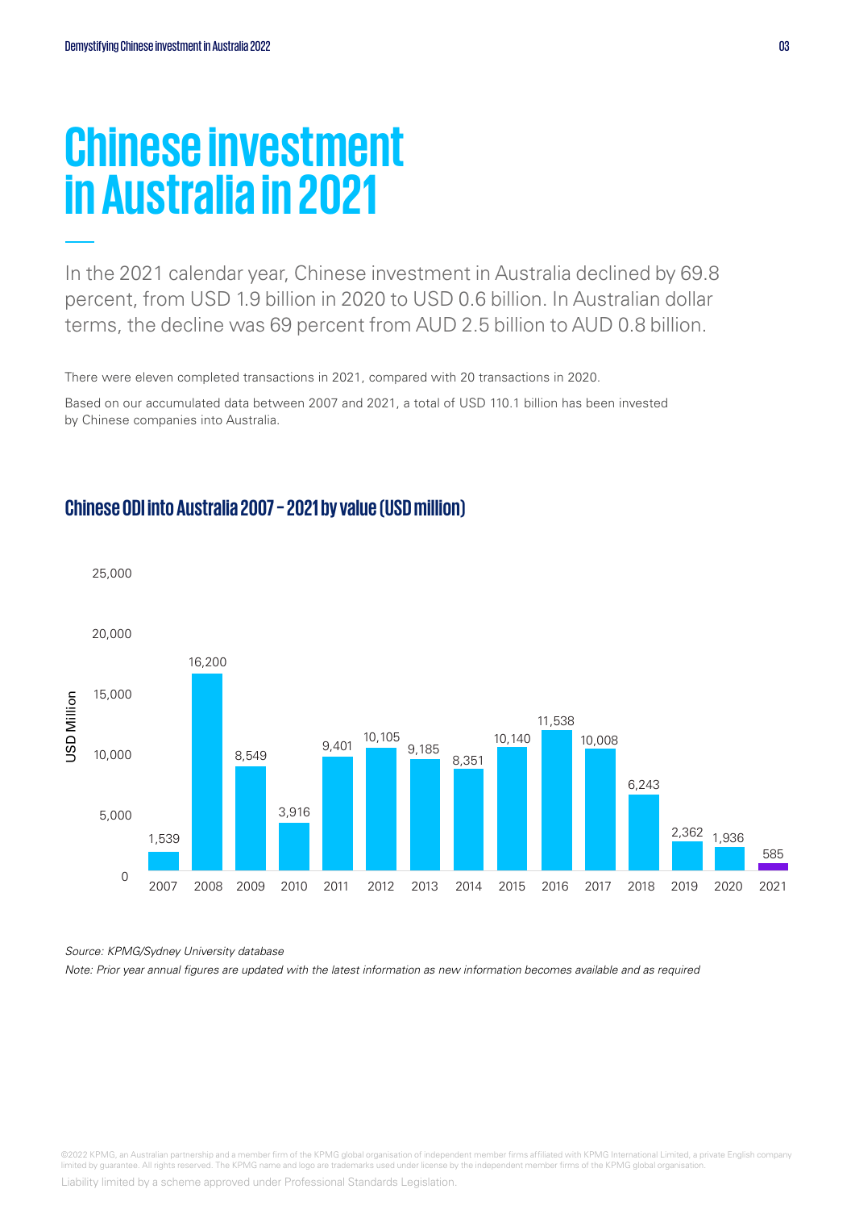# Chinese investment in Australia in 2021

In the 2021 calendar year, Chinese investment in Australia declined by 69.8 percent, from USD 1.9 billion in 2020 to USD 0.6 billion. In Australian dollar terms, the decline was 69 percent from AUD 2.5 billion to AUD 0.8 billion.

There were eleven completed transactions in 2021, compared with 20 transactions in 2020.

Based on our accumulated data between 2007 and 2021, a total of USD 110.1 billion has been invested by Chinese companies into Australia.

## Chinese ODI into Australia 2007 – 2021 by value (USD million)

| Year | USD Million |
|---|---|
| 2007 | 1,539 |
| 2008 | 16,200 |
| 2009 | 8,549 |
| 2010 | 3,916 |
| 2011 | 9,401 |
| 2012 | 10,105 |
| 2013 | 9,185 |
| 2014 | 8,351 |
| 2015 | 10,140 |
| 2016 | 11,538 |
| 2017 | 10,008 |
| 2018 | 6,243 |
| 2019 | 2,362 |
| 2020 | 1,936 |
| 2021 | 585 |

*Source: KPMG/Sydney University database*

*Note: Prior year annual figures are updated with the latest information as new information becomes available and as required*

©2022 KPMG, an Australian partnership and a member firm of the KPMG global organisation of independent member firms affiliated with KPMG International Limited, a private English company limited by guarantee. All rights reserved. The KPMG name and logo are trademarks used under license by the independent member firms of the KPMG global organisation.

Liability limited by a scheme approved under Professional Standards Legislation.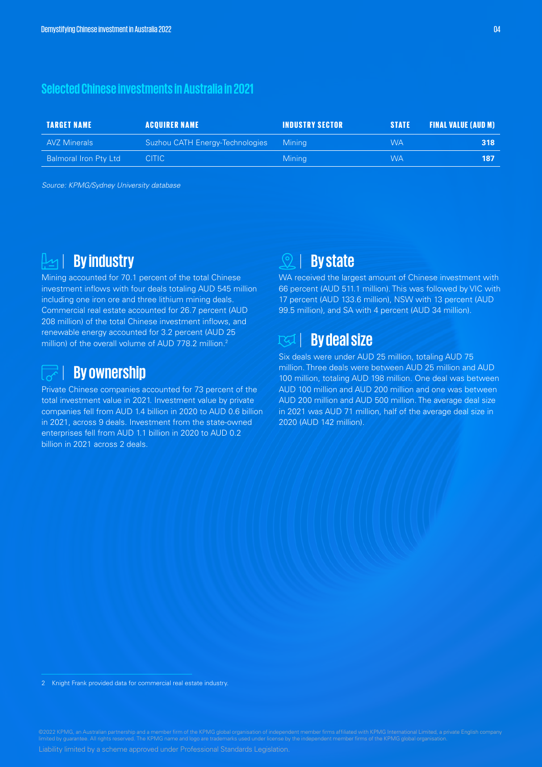## Selected Chinese investments in Australia in 2021

| TARGET NAME | ACQUIRER NAME | INDUSTRY SECTOR | STATE | FINAL VALUE (AUD M) |
|---|---|---|---|---|
| AVZ Minerals | Suzhou CATH Energy-Technologies | Mining | WA | 318 |
| Balmoral Iron Pty Ltd | CITIC | Mining | WA | 187 |

*Source: KPMG/Sydney University database*

## By industry

Mining accounted for 70.1 percent of the total Chinese investment inflows with four deals totaling AUD 545 million including one iron ore and three lithium mining deals. Commercial real estate accounted for 26.7 percent (AUD 208 million) of the total Chinese investment inflows, and renewable energy accounted for 3.2 percent (AUD 25 million) of the overall volume of AUD 778.2 million.[2]

## By ownership

Private Chinese companies accounted for 73 percent of the total investment value in 2021. Investment value by private companies fell from AUD 1.4 billion in 2020 to AUD 0.6 billion in 2021, across 9 deals. Investment from the state-owned enterprises fell from AUD 1.1 billion in 2020 to AUD 0.2 billion in 2021 across 2 deals.

## By state

WA received the largest amount of Chinese investment with 66 percent (AUD 511.1 million). This was followed by VIC with 17 percent (AUD 133.6 million), NSW with 13 percent (AUD 99.5 million), and SA with 4 percent (AUD 34 million).

## By deal size

Six deals were under AUD 25 million, totaling AUD 75 million. Three deals were between AUD 25 million and AUD 100 million, totaling AUD 198 million. One deal was between AUD 100 million and AUD 200 million and one was between AUD 200 million and AUD 500 million. The average deal size in 2021 was AUD 71 million, half of the average deal size in 2020 (AUD 142 million).

2 Knight Frank provided data for commercial real estate industry.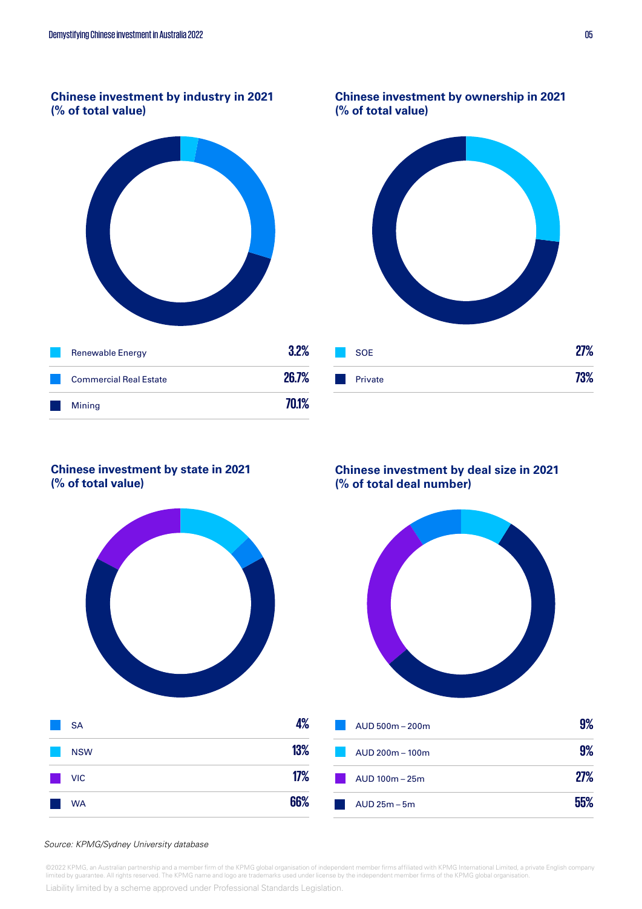### Chinese investment by industry in 2021 (% of total value)

| | |
|---|---|
| Renewable Energy | 3.2% |
| Commercial Real Estate | 26.7% |
| Mining | 70.1% |

### Chinese investment by ownership in 2021 (% of total value)

| | |
|---|---|
| SOE | 27% |
| Private | 73% |

### Chinese investment by state in 2021 (% of total value)

| | |
|---|---|
| SA | 4% |
| NSW | 13% |
| VIC | 17% |
| WA | 66% |

### Chinese investment by deal size in 2021 (% of total deal number)

| | |
|---|---|
| AUD 500m – 200m | 9% |
| AUD 200m – 100m | 9% |
| AUD 100m – 25m | 27% |
| AUD 25m – 5m | 55% |

*Source: KPMG/Sydney University database*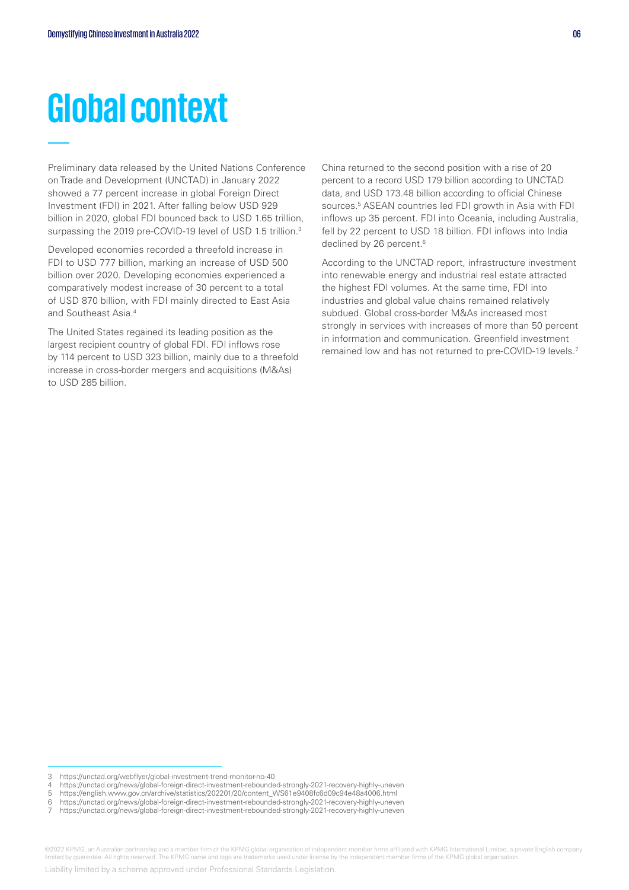# Global context

Preliminary data released by the United Nations Conference on Trade and Development (UNCTAD) in January 2022 showed a 77 percent increase in global Foreign Direct Investment (FDI) in 2021. After falling below USD 929 billion in 2020, global FDI bounced back to USD 1.65 trillion, surpassing the 2019 pre-COVID-19 level of USD 1.5 trillion.[3]

Developed economies recorded a threefold increase in FDI to USD 777 billion, marking an increase of USD 500 billion over 2020. Developing economies experienced a comparatively modest increase of 30 percent to a total of USD 870 billion, with FDI mainly directed to East Asia and Southeast Asia.[4]

The United States regained its leading position as the largest recipient country of global FDI. FDI inflows rose by 114 percent to USD 323 billion, mainly due to a threefold increase in cross-border mergers and acquisitions (M&As) to USD 285 billion.

China returned to the second position with a rise of 20 percent to a record USD 179 billion according to UNCTAD data, and USD 173.48 billion according to official Chinese sources.[5] ASEAN countries led FDI growth in Asia with FDI inflows up 35 percent. FDI into Oceania, including Australia, fell by 22 percent to USD 18 billion. FDI inflows into India declined by 26 percent.[6]

According to the UNCTAD report, infrastructure investment into renewable energy and industrial real estate attracted the highest FDI volumes. At the same time, FDI into industries and global value chains remained relatively subdued. Global cross-border M&As increased most strongly in services with increases of more than 50 percent in information and communication. Greenfield investment remained low and has not returned to pre-COVID-19 levels.[7]

---

3 https://unctad.org/webflyer/global-investment-trend-monitor-no-40
4 https://unctad.org/news/global-foreign-direct-investment-rebounded-strongly-2021-recovery-highly-uneven
5 https://english.www.gov.cn/archive/statistics/202201/20/content_WS61e9408fc6d09c94e48a4006.html
6 https://unctad.org/news/global-foreign-direct-investment-rebounded-strongly-2021-recovery-highly-uneven
7 https://unctad.org/news/global-foreign-direct-investment-rebounded-strongly-2021-recovery-highly-uneven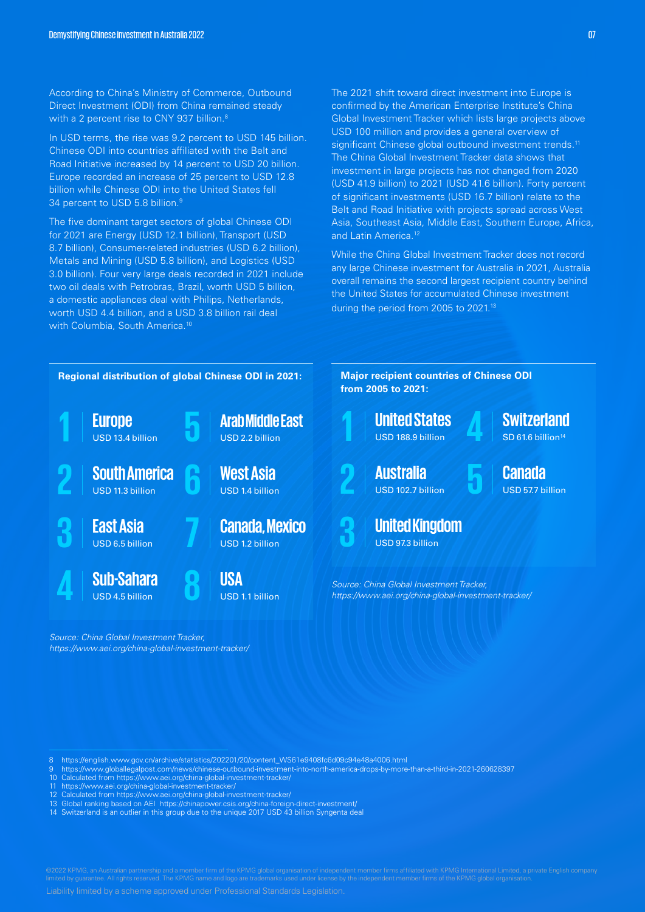According to China's Ministry of Commerce, Outbound Direct Investment (ODI) from China remained steady with a 2 percent rise to CNY 937 billion.[8]

In USD terms, the rise was 9.2 percent to USD 145 billion. Chinese ODI into countries affiliated with the Belt and Road Initiative increased by 14 percent to USD 20 billion. Europe recorded an increase of 25 percent to USD 12.8 billion while Chinese ODI into the United States fell 34 percent to USD 5.8 billion.[9]

The five dominant target sectors of global Chinese ODI for 2021 are Energy (USD 12.1 billion), Transport (USD 8.7 billion), Consumer-related industries (USD 6.2 billion), Metals and Mining (USD 5.8 billion), and Logistics (USD 3.0 billion). Four very large deals recorded in 2021 include two oil deals with Petrobras, Brazil, worth USD 5 billion, a domestic appliances deal with Philips, Netherlands, worth USD 4.4 billion, and a USD 3.8 billion rail deal with Columbia, South America.[10]

The 2021 shift toward direct investment into Europe is confirmed by the American Enterprise Institute's China Global Investment Tracker which lists large projects above USD 100 million and provides a general overview of significant Chinese global outbound investment trends.[11] The China Global Investment Tracker data shows that investment in large projects has not changed from 2020 (USD 41.9 billion) to 2021 (USD 41.6 billion). Forty percent of significant investments (USD 16.7 billion) relate to the Belt and Road Initiative with projects spread across West Asia, Southeast Asia, Middle East, Southern Europe, Africa, and Latin America.[12]

While the China Global Investment Tracker does not record any large Chinese investment for Australia in 2021, Australia overall remains the second largest recipient country behind the United States for accumulated Chinese investment during the period from 2005 to 2021.[13]

**Regional distribution of global Chinese ODI in 2021:**

1. **Europe** – USD 13.4 billion
2. **South America** – USD 11.3 billion
3. **East Asia** – USD 6.5 billion
4. **Sub-Sahara** – USD 4.5 billion
5. **Arab Middle East** – USD 2.2 billion
6. **West Asia** – USD 1.4 billion
7. **Canada, Mexico** – USD 1.2 billion
8. **USA** – USD 1.1 billion

*Source: China Global Investment Tracker, https://www.aei.org/china-global-investment-tracker/*

**Major recipient countries of Chinese ODI from 2005 to 2021:**

1. **United States** – USD 188.9 billion
2. **Australia** – USD 102.7 billion
3. **United Kingdom** – USD 97.3 billion
4. **Switzerland** – SD 61.6 billion[14]
5. **Canada** – USD 57.7 billion

*Source: China Global Investment Tracker, https://www.aei.org/china-global-investment-tracker/*

---

8 https://english.www.gov.cn/archive/statistics/202201/20/content_WS61e9408fc6d09c94e48a4006.html
9 https://www.globallegalpost.com/news/chinese-outbound-investment-into-north-america-drops-by-more-than-a-third-in-2021-260628397
10 Calculated from https://www.aei.org/china-global-investment-tracker/
11 https://www.aei.org/china-global-investment-tracker/
12 Calculated from https://www.aei.org/china-global-investment-tracker/
13 Global ranking based on AEI https://chinapower.csis.org/china-foreign-direct-investment/
14 Switzerland is an outlier in this group due to the unique 2017 USD 43 billion Syngenta deal

©2022 KPMG, an Australian partnership and a member firm of the KPMG global organisation of independent member firms affiliated with KPMG International Limited, a private English company limited by guarantee. All rights reserved. The KPMG name and logo are trademarks used under license by the independent member firms of the KPMG global organisation.

Liability limited by a scheme approved under Professional Standards Legislation.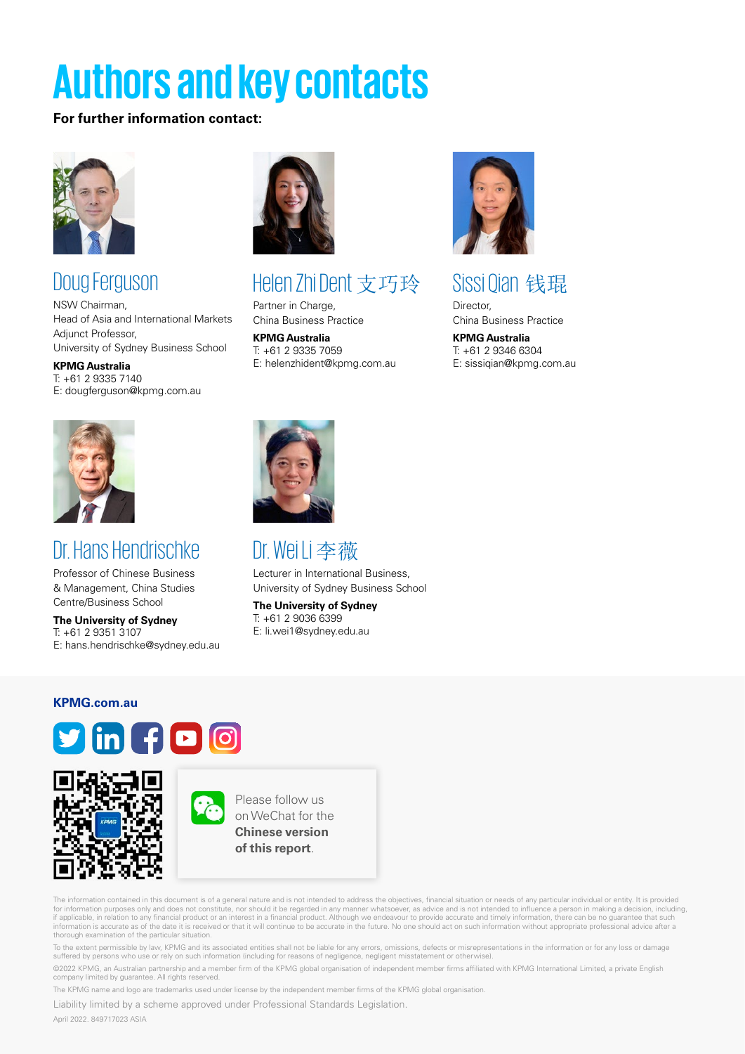# Authors and key contacts

**For further information contact:**

## Doug Ferguson

NSW Chairman,
Head of Asia and International Markets
Adjunct Professor,
University of Sydney Business School

**KPMG Australia**
T: +61 2 9335 7140
E: dougferguson@kpmg.com.au

## Helen Zhi Dent 支巧玲

Partner in Charge,
China Business Practice

**KPMG Australia**
T: +61 2 9335 7059
E: helenzhident@kpmg.com.au

## Sissi Qian 钱琨

Director,
China Business Practice

**KPMG Australia**
T: +61 2 9346 6304
E: sissiqian@kpmg.com.au

## Dr. Hans Hendrischke

Professor of Chinese Business
& Management, China Studies
Centre/Business School

**The University of Sydney**
T: +61 2 9351 3107
E: hans.hendrischke@sydney.edu.au

## Dr. Wei Li 李薇

Lecturer in International Business,
University of Sydney Business School

**The University of Sydney**
T: +61 2 9036 6399
E: li.wei1@sydney.edu.au

**KPMG.com.au**

Please follow us on WeChat for the **Chinese version of this report**.

The information contained in this document is of a general nature and is not intended to address the objectives, financial situation or needs of any particular individual or entity. It is provided for information purposes only and does not constitute, nor should it be regarded in any manner whatsoever, as advice and is not intended to influence a person in making a decision, including, if applicable, in relation to any financial product or an interest in a financial product. Although we endeavour to provide accurate and timely information, there can be no guarantee that such information is accurate as of the date it is received or that it will continue to be accurate in the future. No one should act on such information without appropriate professional advice after a thorough examination of the particular situation.

To the extent permissible by law, KPMG and its associated entities shall not be liable for any errors, omissions, defects or misrepresentations in the information or for any loss or damage suffered by persons who use or rely on such information (including for reasons of negligence, negligent misstatement or otherwise).

©2022 KPMG, an Australian partnership and a member firm of the KPMG global organisation of independent member firms affiliated with KPMG International Limited, a private English company limited by guarantee. All rights reserved.

The KPMG name and logo are trademarks used under license by the independent member firms of the KPMG global organisation.

Liability limited by a scheme approved under Professional Standards Legislation.

April 2022. 849717023 ASIA